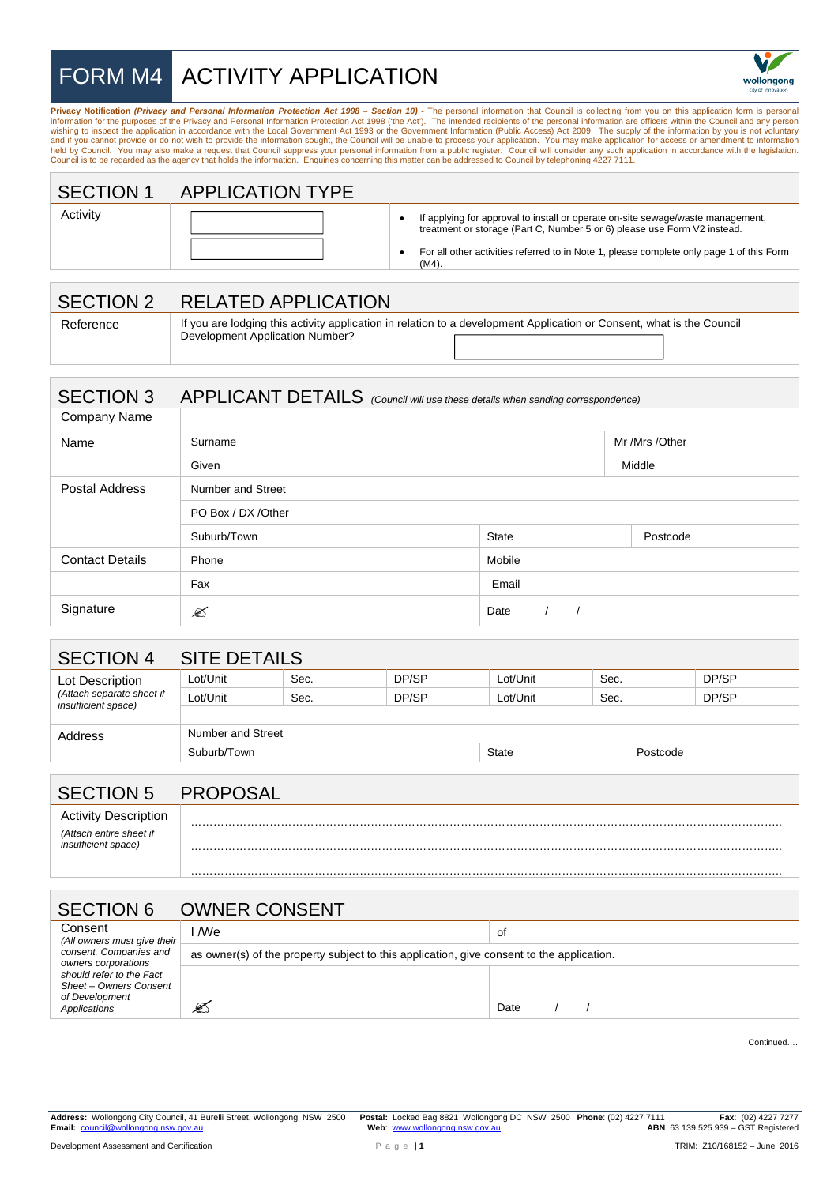# FORM M4 ACTIVITY APPLICATION

**Privacy Notification** ***(Privacy and Personal Information Protection Act 1998 – Section 10) -*** The personal information that Council is collecting from you on this application form is personal information for the purposes of the Privacy and Personal Information Protection Act 1998 ('the Act'). The intended recipients of the personal information are officers within the Council and any person wishing to inspect the application in accordance with the Local Government Act 1993 or the Government Information (Public Access) Act 2009. The supply of the information by you is not voluntary and if you cannot provide or do not wish to provide the information sought, the Council will be unable to process your application. You may make application for access or amendment to information held by Council. You may also make a request that Council suppress your personal information from a public register. Council will consider any such application in accordance with the legislation. Council is to be regarded as the agency that holds the information. Enquiries concerning this matter can be addressed to Council by telephoning 4227 7111.

## SECTION 1 APPLICATION TYPE

| Activity | | |
|---|---|---|
| | | • If applying for approval to install or operate on-site sewage/waste management, treatment or storage (Part C, Number 5 or 6) please use Form V2 instead. |
| | | • For all other activities referred to in Note 1, please complete only page 1 of this Form (M4). |

## SECTION 2 RELATED APPLICATION

| Reference | If you are lodging this activity application in relation to a development Application or Consent, what is the Council Development Application Number? |
|---|---|

## SECTION 3 APPLICANT DETAILS *(Council will use these details when sending correspondence)*

| | | | |
|---|---|---|---|
| Company Name | | | |
| Name | Surname | | Mr /Mrs /Other |
| | Given | | Middle |
| Postal Address | Number and Street | | |
| | PO Box / DX /Other | | |
| | Suburb/Town | State | Postcode |
| Contact Details | Phone | Mobile | |
| | Fax | Email | |
| Signature | ✍ | Date / / | |

## SECTION 4 SITE DETAILS

| | | | | | | |
|---|---|---|---|---|---|---|
| Lot Description *(Attach separate sheet if insufficient space)* | Lot/Unit | Sec. | DP/SP | Lot/Unit | Sec. | DP/SP |
| | Lot/Unit | Sec. | DP/SP | Lot/Unit | Sec. | DP/SP |
| Address | Number and Street | | | | | |
| | Suburb/Town | | | State | | Postcode |

## SECTION 5 PROPOSAL

| Activity Description *(Attach entire sheet if insufficient space)* | ……………………………………………………………………………… |
|---|---|
| | ……………………………………………………………………………… |
| | ……………………………………………………………………………… |

## SECTION 6 OWNER CONSENT

| | | |
|---|---|---|
| Consent *(All owners must give their consent. Companies and owners corporations should refer to the Fact Sheet – Owners Consent of Development Applications* | I /We | of |
| | as owner(s) of the property subject to this application, give consent to the application. | |
| | ✍ | Date / / |

Continued….

**Address:** Wollongong City Council, 41 Burelli Street, Wollongong NSW 2500 **Postal:** Locked Bag 8821 Wollongong DC NSW 2500 **Phone**: (02) 4227 7111 **Fax**: (02) 4227 7277
**Email:** council@wollongong.nsw.gov.au **Web**: www.wollongong.nsw.gov.au **ABN** 63 139 525 939 – GST Registered

Development Assessment and Certification TRIM: Z10/168152 – June 2016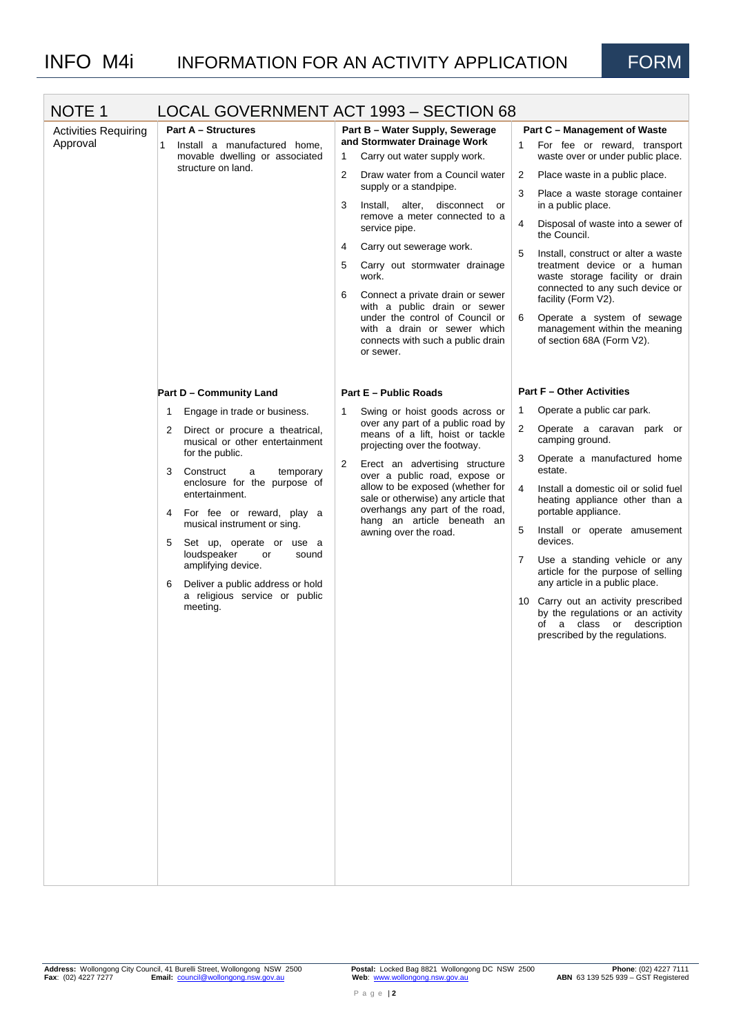# INFO M4i INFORMATION FOR AN ACTIVITY APPLICATION FORM

## NOTE 1 LOCAL GOVERNMENT ACT 1993 – SECTION 68

**Activities Requiring Approval**

**Part A – Structures**

1. Install a manufactured home, movable dwelling or associated structure on land.

**Part B – Water Supply, Sewerage and Stormwater Drainage Work**

1. Carry out water supply work.
2. Draw water from a Council water supply or a standpipe.
3. Install, alter, disconnect or remove a meter connected to a service pipe.
4. Carry out sewerage work.
5. Carry out stormwater drainage work.
6. Connect a private drain or sewer with a public drain or sewer under the control of Council or with a drain or sewer which connects with such a public drain or sewer.

**Part C – Management of Waste**

1. For fee or reward, transport waste over or under public place.
2. Place waste in a public place.
3. Place a waste storage container in a public place.
4. Disposal of waste into a sewer of the Council.
5. Install, construct or alter a waste treatment device or a human waste storage facility or drain connected to any such device or facility (Form V2).
6. Operate a system of sewage management within the meaning of section 68A (Form V2).

**Part D – Community Land**

1. Engage in trade or business.
2. Direct or procure a theatrical, musical or other entertainment for the public.
3. Construct a temporary enclosure for the purpose of entertainment.
4. For fee or reward, play a musical instrument or sing.
5. Set up, operate or use a loudspeaker or sound amplifying device.
6. Deliver a public address or hold a religious service or public meeting.

**Part E – Public Roads**

1. Swing or hoist goods across or over any part of a public road by means of a lift, hoist or tackle projecting over the footway.
2. Erect an advertising structure over a public road, expose or allow to be exposed (whether for sale or otherwise) any article that overhangs any part of the road, hang an article beneath an awning over the road.

**Part F – Other Activities**

1 Operate a public car park.

2 Operate a caravan park or camping ground.

3 Operate a manufactured home estate.

4 Install a domestic oil or solid fuel heating appliance other than a portable appliance.

5 Install or operate amusement devices.

7 Use a standing vehicle or any article for the purpose of selling any article in a public place.

10 Carry out an activity prescribed by the regulations or an activity of a class or description prescribed by the regulations.

**Address:** Wollongong City Council, 41 Burelli Street, Wollongong NSW 2500 **Fax**: (02) 4227 7277 **Email:** council@wollongong.nsw.gov.au

**Postal:** Locked Bag 8821 Wollongong DC NSW 2500 **Web**: www.wollongong.nsw.gov.au

**Phone**: (02) 4227 7111 **ABN** 63 139 525 939 – GST Registered